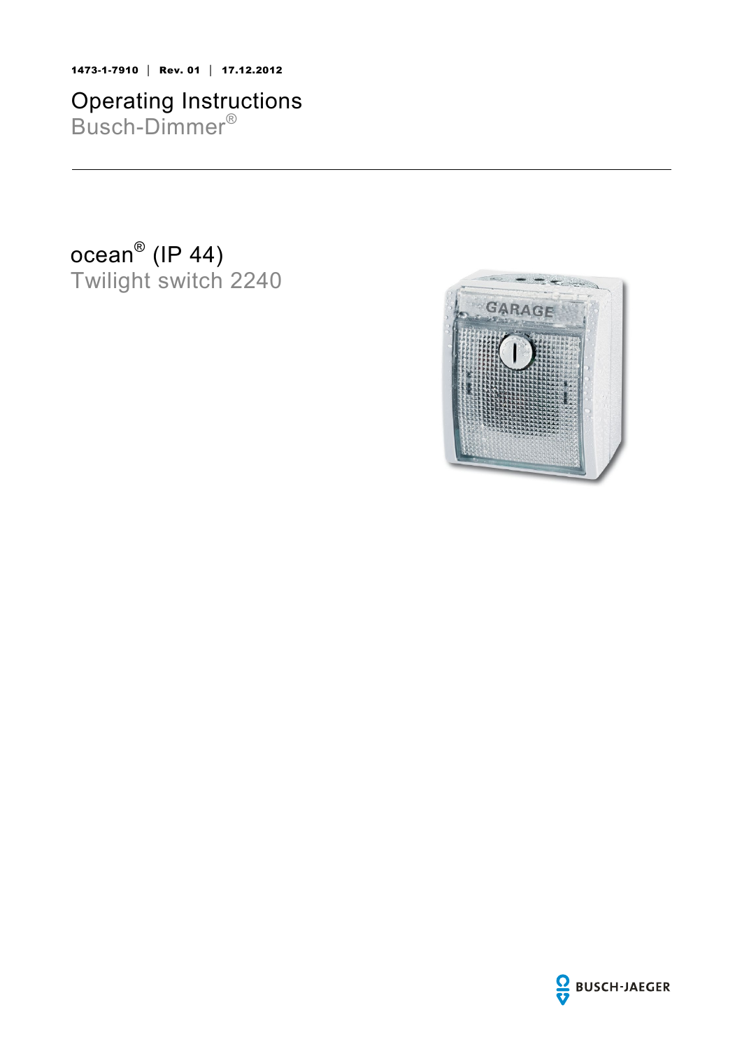1473-1-7910 | Rev. 01 | 17.12.2012

# Operating Instructions
Busch-Dimmer®

## ocean® (IP 44)
Twilight switch 2240

BUSCH-JAEGER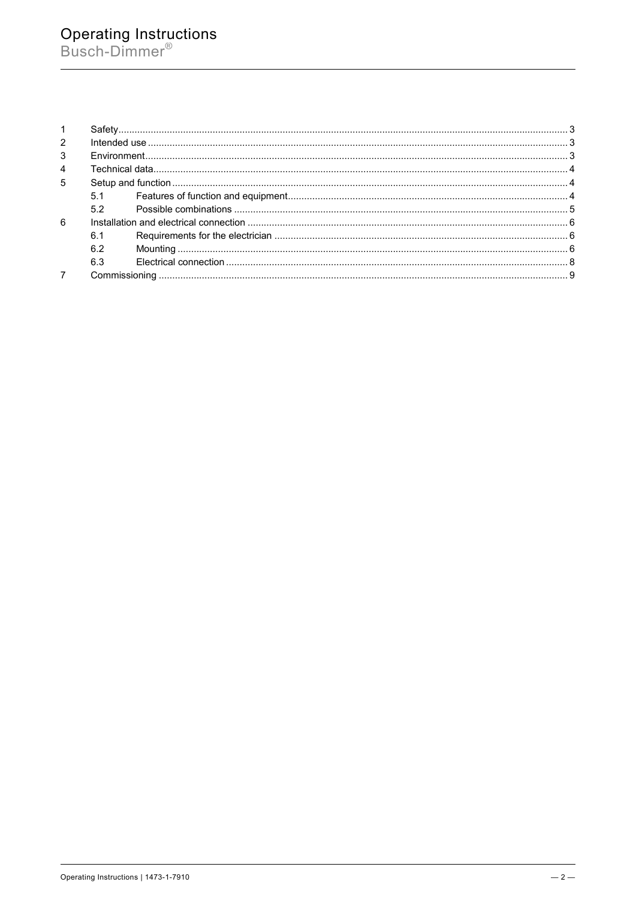| | | |
|---|---|---|
| 1 | Safety | 3 |
| 2 | Intended use | 3 |
| 3 | Environment | 3 |
| 4 | Technical data | 4 |
| 5 | Setup and function | 4 |
| | 5.1 Features of function and equipment | 4 |
| | 5.2 Possible combinations | 5 |
| 6 | Installation and electrical connection | 6 |
| | 6.1 Requirements for the electrician | 6 |
| | 6.2 Mounting | 6 |
| | 6.3 Electrical connection | 8 |
| 7 | Commissioning | 9 |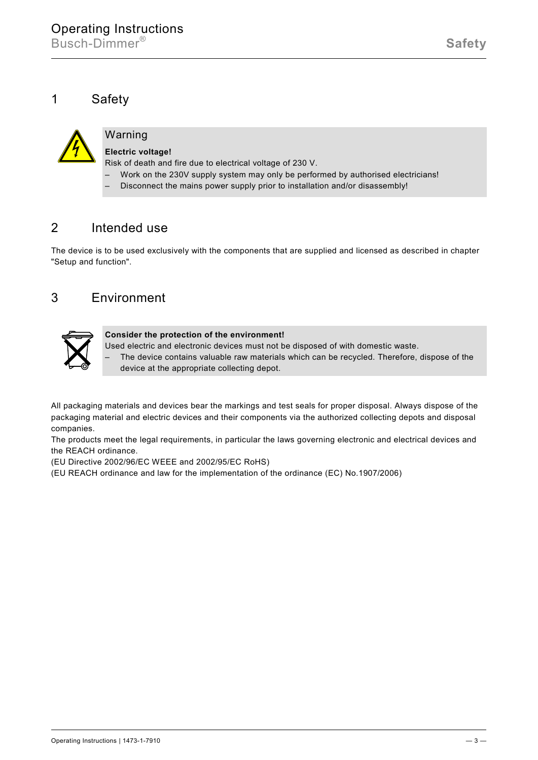# 1 Safety

**Warning**

**Electric voltage!**

Risk of death and fire due to electrical voltage of 230 V.

- Work on the 230V supply system may only be performed by authorised electricians!
- Disconnect the mains power supply prior to installation and/or disassembly!

# 2 Intended use

The device is to be used exclusively with the components that are supplied and licensed as described in chapter "Setup and function".

# 3 Environment

**Consider the protection of the environment!**

Used electric and electronic devices must not be disposed of with domestic waste.

- The device contains valuable raw materials which can be recycled. Therefore, dispose of the device at the appropriate collecting depot.

All packaging materials and devices bear the markings and test seals for proper disposal. Always dispose of the packaging material and electric devices and their components via the authorized collecting depots and disposal companies.

The products meet the legal requirements, in particular the laws governing electronic and electrical devices and the REACH ordinance.

(EU Directive 2002/96/EC WEEE and 2002/95/EC RoHS)

(EU REACH ordinance and law for the implementation of the ordinance (EC) No.1907/2006)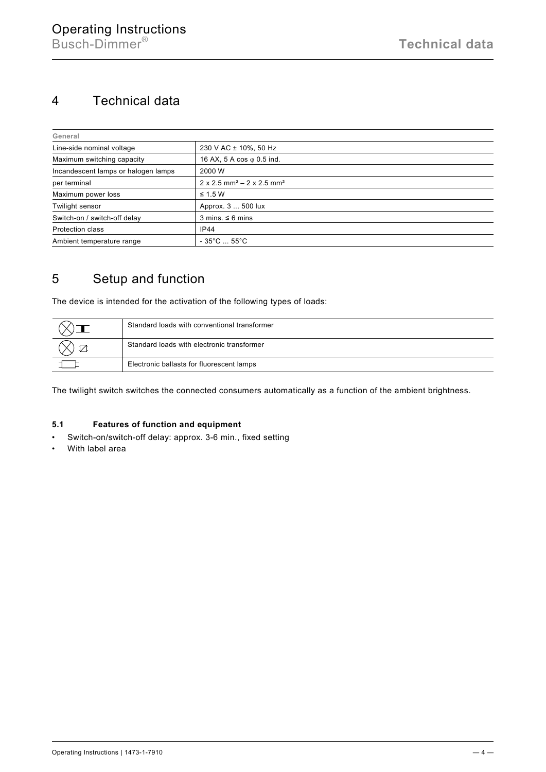# 4 Technical data

| General | |
|---|---|
| Line-side nominal voltage | 230 V AC ± 10%, 50 Hz |
| Maximum switching capacity | 16 AX, 5 A cos φ 0.5 ind. |
| Incandescent lamps or halogen lamps | 2000 W |
| per terminal | 2 x 2.5 mm² – 2 x 2.5 mm² |
| Maximum power loss | ≤ 1.5 W |
| Twilight sensor | Approx. 3 ... 500 lux |
| Switch-on / switch-off delay | 3 mins. ≤ 6 mins |
| Protection class | IP44 |
| Ambient temperature range | - 35°C ... 55°C |

# 5 Setup and function

The device is intended for the activation of the following types of loads:

| | |
|---|---|
| | Standard loads with conventional transformer |
| | Standard loads with electronic transformer |
| | Electronic ballasts for fluorescent lamps |

The twilight switch switches the connected consumers automatically as a function of the ambient brightness.

## 5.1 Features of function and equipment

- Switch-on/switch-off delay: approx. 3-6 min., fixed setting
- With label area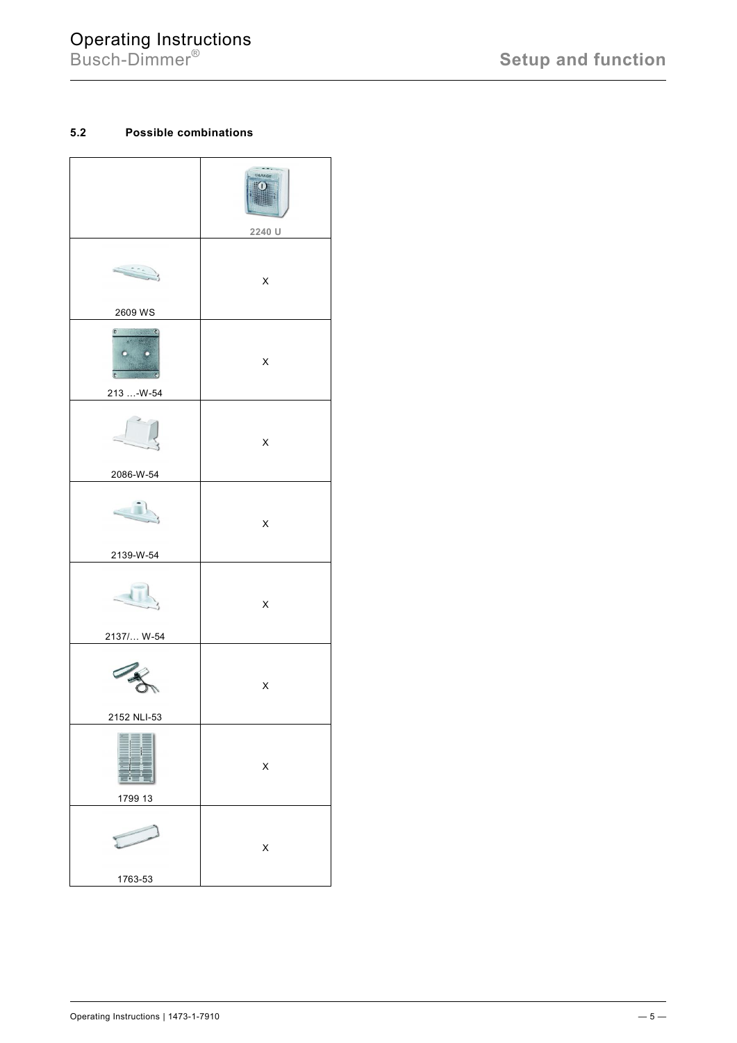### 5.2 Possible combinations

| | 2240 U |
|---|---|
| 2609 WS | X |
| 213 …-W-54 | X |
| 2086-W-54 | X |
| 2139-W-54 | X |
| 2137/… W-54 | X |
| 2152 NLI-53 | X |
| 1799 13 | X |
| 1763-53 | X |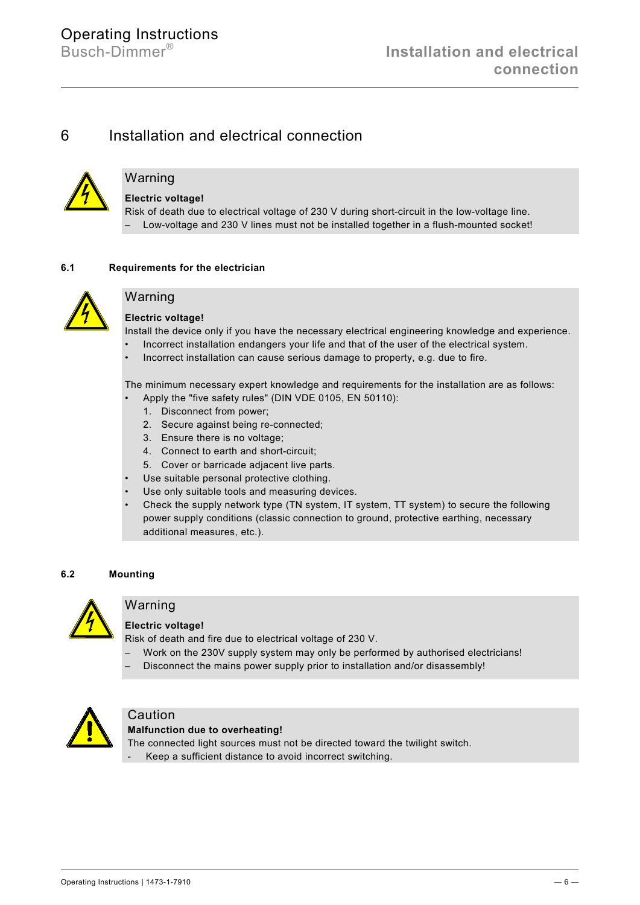# 6 Installation and electrical connection

**Warning**

**Electric voltage!**

Risk of death due to electrical voltage of 230 V during short-circuit in the low-voltage line.

– Low-voltage and 230 V lines must not be installed together in a flush-mounted socket!

## 6.1 Requirements for the electrician

**Warning**

**Electric voltage!**

Install the device only if you have the necessary electrical engineering knowledge and experience.

- Incorrect installation endangers your life and that of the user of the electrical system.
- Incorrect installation can cause serious damage to property, e.g. due to fire.

The minimum necessary expert knowledge and requirements for the installation are as follows:

- Apply the "five safety rules" (DIN VDE 0105, EN 50110):
  1. Disconnect from power;
  2. Secure against being re-connected;
  3. Ensure there is no voltage;
  4. Connect to earth and short-circuit;
  5. Cover or barricade adjacent live parts.
- Use suitable personal protective clothing.
- Use only suitable tools and measuring devices.
- Check the supply network type (TN system, IT system, TT system) to secure the following power supply conditions (classic connection to ground, protective earthing, necessary additional measures, etc.).

## 6.2 Mounting

**Warning**

**Electric voltage!**

Risk of death and fire due to electrical voltage of 230 V.

– Work on the 230V supply system may only be performed by authorised electricians!

– Disconnect the mains power supply prior to installation and/or disassembly!

**Caution**

**Malfunction due to overheating!**

The connected light sources must not be directed toward the twilight switch.

- Keep a sufficient distance to avoid incorrect switching.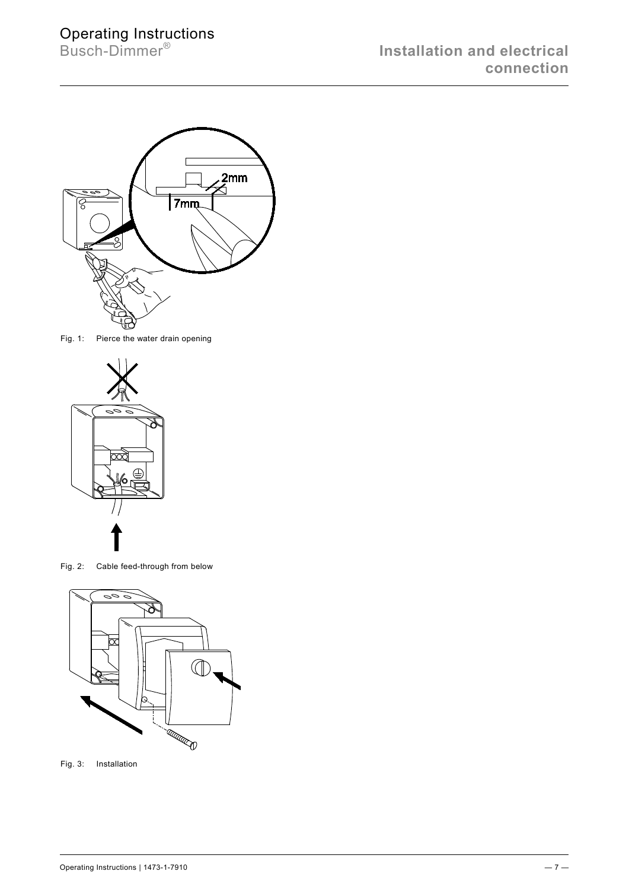Fig. 1: Pierce the water drain opening

Fig. 2: Cable feed-through from below

Fig. 3: Installation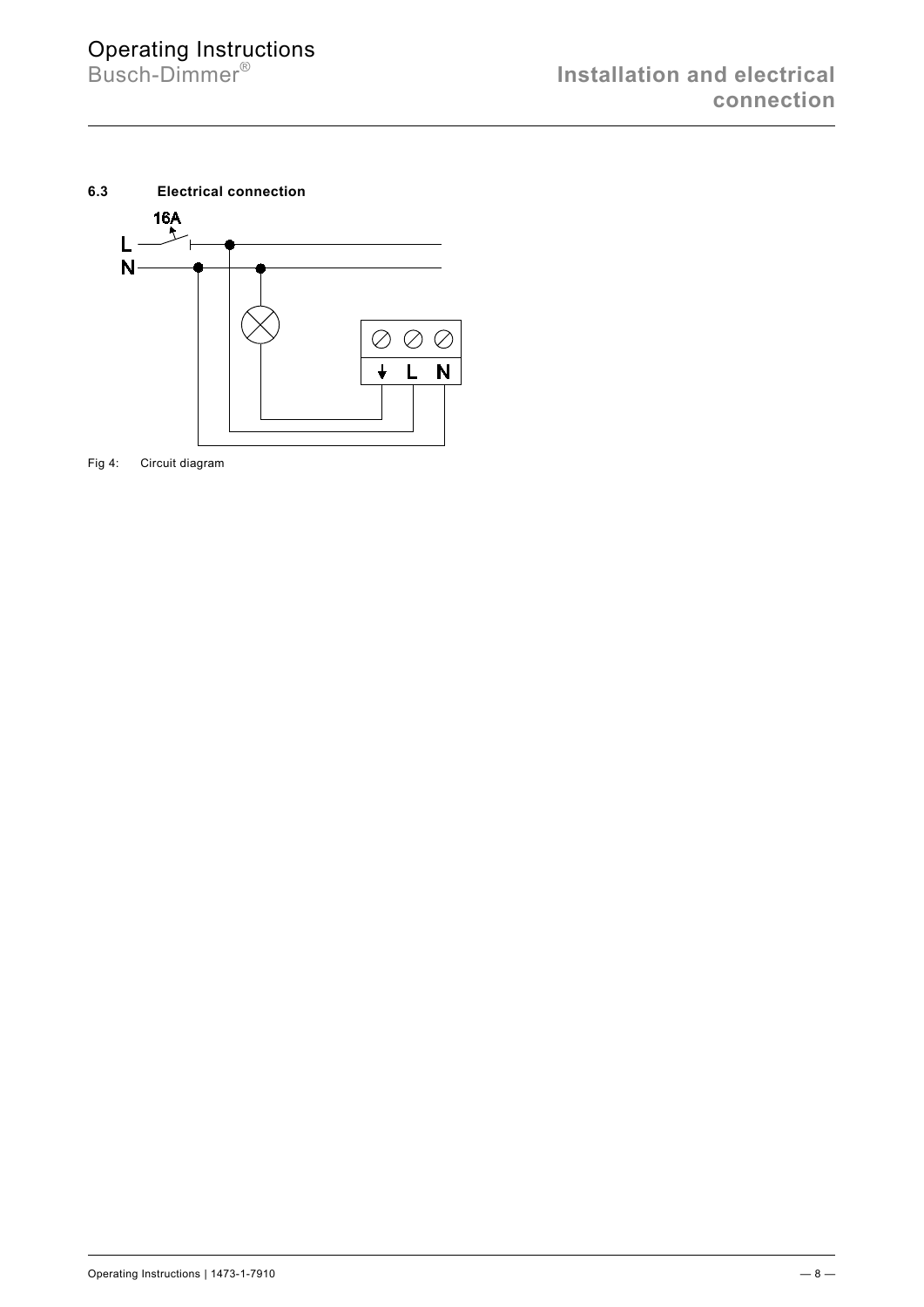### 6.3 Electrical connection

Fig 4: Circuit diagram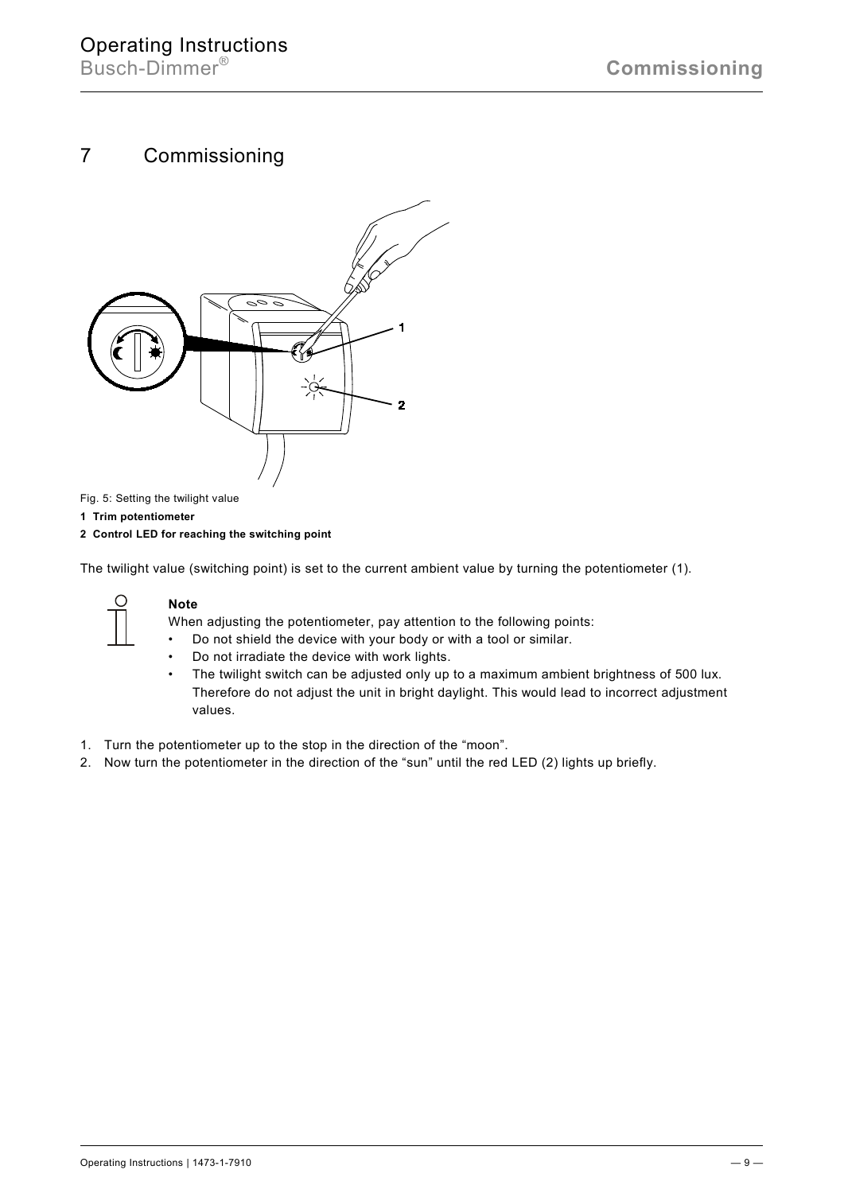# 7 Commissioning

Fig. 5: Setting the twilight value

**1 Trim potentiometer**

**2 Control LED for reaching the switching point**

The twilight value (switching point) is set to the current ambient value by turning the potentiometer (1).

**Note**

When adjusting the potentiometer, pay attention to the following points:

- Do not shield the device with your body or with a tool or similar.
- Do not irradiate the device with work lights.
- The twilight switch can be adjusted only up to a maximum ambient brightness of 500 lux. Therefore do not adjust the unit in bright daylight. This would lead to incorrect adjustment values.

1. Turn the potentiometer up to the stop in the direction of the “moon”.
2. Now turn the potentiometer in the direction of the “sun” until the red LED (2) lights up briefly.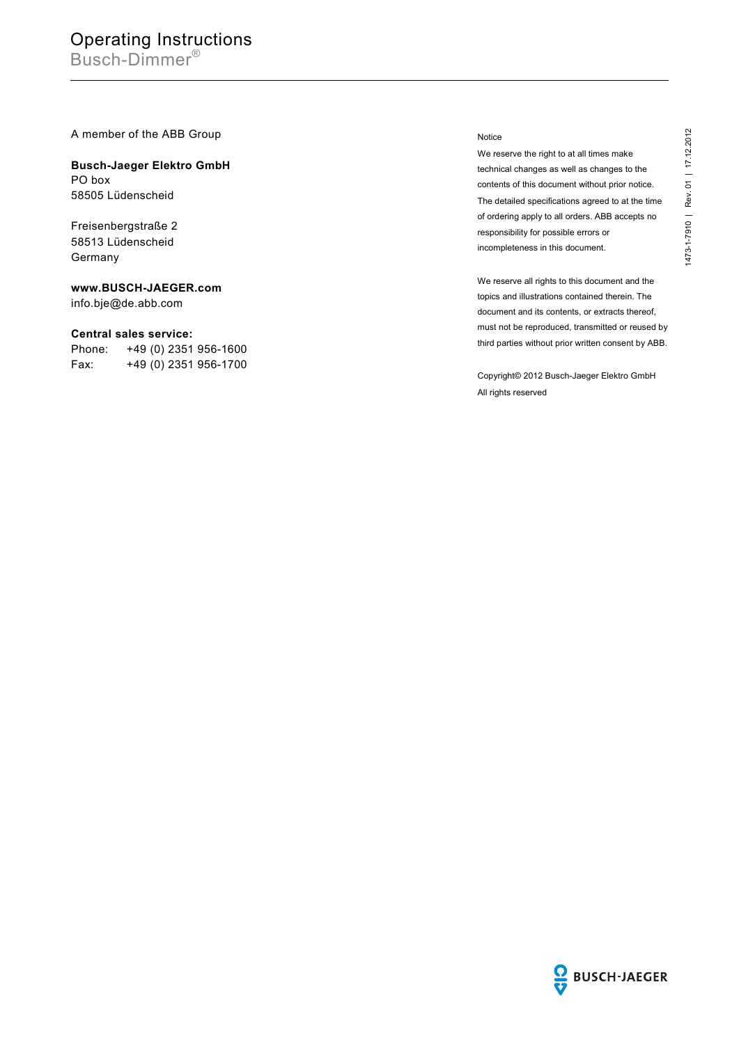# Operating Instructions
Busch-Dimmer®

A member of the ABB Group

**Busch-Jaeger Elektro GmbH**
PO box
58505 Lüdenscheid

Freisenbergstraße 2
58513 Lüdenscheid
Germany

**www.BUSCH-JAEGER.com**
info.bje@de.abb.com

**Central sales service:**
Phone: +49 (0) 2351 956-1600
Fax: +49 (0) 2351 956-1700

Notice

We reserve the right to at all times make technical changes as well as changes to the contents of this document without prior notice. The detailed specifications agreed to at the time of ordering apply to all orders. ABB accepts no responsibility for possible errors or incompleteness in this document.

We reserve all rights to this document and the topics and illustrations contained therein. The document and its contents, or extracts thereof, must not be reproduced, transmitted or reused by third parties without prior written consent by ABB.

Copyright© 2012 Busch-Jaeger Elektro GmbH
All rights reserved

1473-1-7910 | Rev. 01 | 17.12.2012

BUSCH-JAEGER